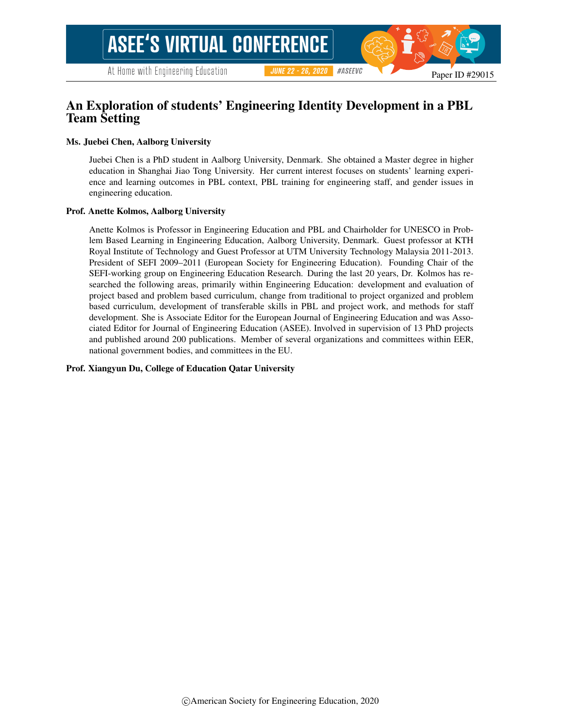Paper ID #29015

# An Exploration of students' Engineering Identity Development in a PBL Team Setting

### Ms. Juebei Chen, Aalborg University

Juebei Chen is a PhD student in Aalborg University, Denmark. She obtained a Master degree in higher education in Shanghai Jiao Tong University. Her current interest focuses on students' learning experience and learning outcomes in PBL context, PBL training for engineering staff, and gender issues in engineering education.

### Prof. Anette Kolmos, Aalborg University

Anette Kolmos is Professor in Engineering Education and PBL and Chairholder for UNESCO in Problem Based Learning in Engineering Education, Aalborg University, Denmark. Guest professor at KTH Royal Institute of Technology and Guest Professor at UTM University Technology Malaysia 2011-2013. President of SEFI 2009–2011 (European Society for Engineering Education). Founding Chair of the SEFI-working group on Engineering Education Research. During the last 20 years, Dr. Kolmos has researched the following areas, primarily within Engineering Education: development and evaluation of project based and problem based curriculum, change from traditional to project organized and problem based curriculum, development of transferable skills in PBL and project work, and methods for staff development. She is Associate Editor for the European Journal of Engineering Education and was Associated Editor for Journal of Engineering Education (ASEE). Involved in supervision of 13 PhD projects and published around 200 publications. Member of several organizations and committees within EER, national government bodies, and committees in the EU.

### Prof. Xiangyun Du, College of Education Qatar University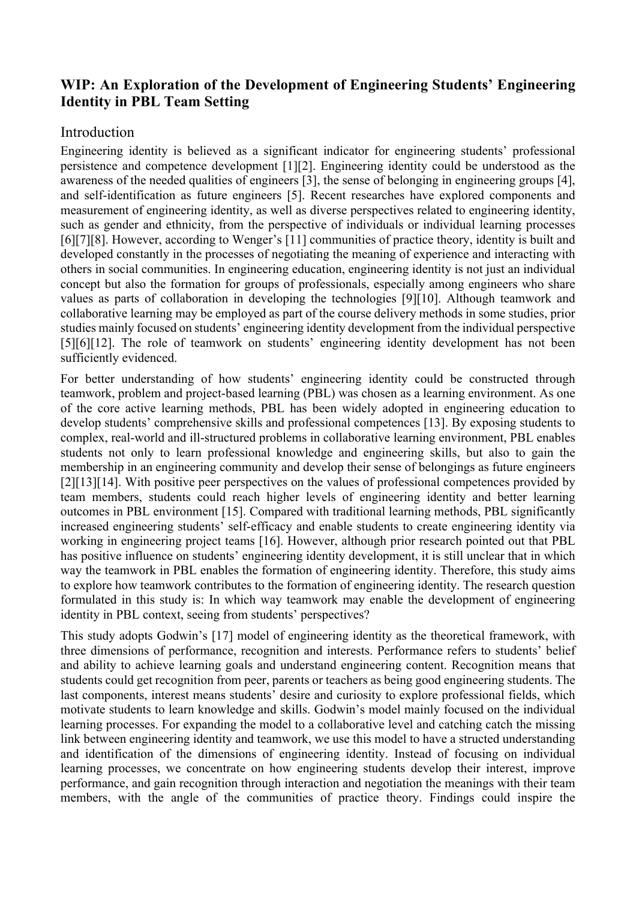## WIP: An Exploration of the Development of Engineering Students' Engineering Identity in PBL Team Setting

### Introduction

Engineering identity is believed as a significant indicator for engineering students' professional persistence and competence development [1][2]. Engineering identity could be understood as the awareness of the needed qualities of engineers [3], the sense of belonging in engineering groups [4], and self-identification as future engineers [5]. Recent researches have explored components and measurement of engineering identity, as well as diverse perspectives related to engineering identity, such as gender and ethnicity, from the perspective of individuals or individual learning processes [6][7][8]. However, according to Wenger's [11] communities of practice theory, identity is built and developed constantly in the processes of negotiating the meaning of experience and interacting with others in social communities. In engineering education, engineering identity is not just an individual concept but also the formation for groups of professionals, especially among engineers who share values as parts of collaboration in developing the technologies [9][10]. Although teamwork and collaborative learning may be employed as part of the course delivery methods in some studies, prior studies mainly focused on students' engineering identity development from the individual perspective [5][6][12]. The role of teamwork on students' engineering identity development has not been sufficiently evidenced.

For better understanding of how students' engineering identity could be constructed through teamwork, problem and project-based learning (PBL) was chosen as a learning environment. As one of the core active learning methods, PBL has been widely adopted in engineering education to develop students' comprehensive skills and professional competences [13]. By exposing students to complex, real-world and ill-structured problems in collaborative learning environment, PBL enables students not only to learn professional knowledge and engineering skills, but also to gain the membership in an engineering community and develop their sense of belongings as future engineers [2][13][14]. With positive peer perspectives on the values of professional competences provided by team members, students could reach higher levels of engineering identity and better learning outcomes in PBL environment [15]. Compared with traditional learning methods, PBL significantly increased engineering students' self-efficacy and enable students to create engineering identity via working in engineering project teams [16]. However, although prior research pointed out that PBL has positive influence on students' engineering identity development, it is still unclear that in which way the teamwork in PBL enables the formation of engineering identity. Therefore, this study aims to explore how teamwork contributes to the formation of engineering identity. The research question formulated in this study is: In which way teamwork may enable the development of engineering identity in PBL context, seeing from students' perspectives?

This study adopts Godwin's [17] model of engineering identity as the theoretical framework, with three dimensions of performance, recognition and interests. Performance refers to students' belief and ability to achieve learning goals and understand engineering content. Recognition means that students could get recognition from peer, parents or teachers as being good engineering students. The last components, interest means students' desire and curiosity to explore professional fields, which motivate students to learn knowledge and skills. Godwin's model mainly focused on the individual learning processes. For expanding the model to a collaborative level and catching catch the missing link between engineering identity and teamwork, we use this model to have a structed understanding and identification of the dimensions of engineering identity. Instead of focusing on individual learning processes, we concentrate on how engineering students develop their interest, improve performance, and gain recognition through interaction and negotiation the meanings with their team members, with the angle of the communities of practice theory. Findings could inspire the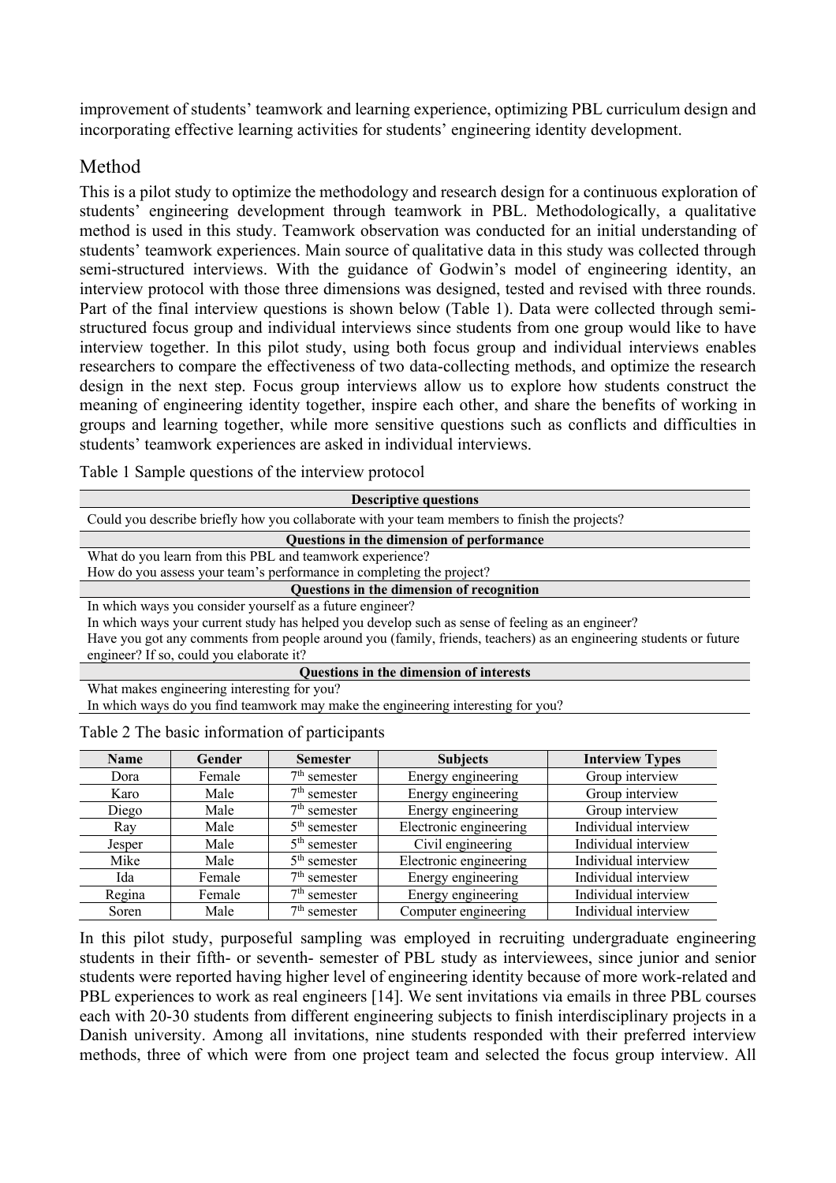improvement of students' teamwork and learning experience, optimizing PBL curriculum design and incorporating effective learning activities for students' engineering identity development.

## Method

This is a pilot study to optimize the methodology and research design for a continuous exploration of students' engineering development through teamwork in PBL. Methodologically, a qualitative method is used in this study. Teamwork observation was conducted for an initial understanding of students' teamwork experiences. Main source of qualitative data in this study was collected through semi-structured interviews. With the guidance of Godwin's model of engineering identity, an interview protocol with those three dimensions was designed, tested and revised with three rounds. Part of the final interview questions is shown below (Table 1). Data were collected through semi-structured focus group and individual interviews since students from one group would like to have interview together. In this pilot study, using both focus group and individual interviews enables researchers to compare the effectiveness of two data-collecting methods, and optimize the research design in the next step. Focus group interviews allow us to explore how students construct the meaning of engineering identity together, inspire each other, and share the benefits of working in groups and learning together, while more sensitive questions such as conflicts and difficulties in students' teamwork experiences are asked in individual interviews.

Table 1 Sample questions of the interview protocol

| **Descriptive questions** |
|---|
| Could you describe briefly how you collaborate with your team members to finish the projects? |
| **Questions in the dimension of performance** |
| What do you learn from this PBL and teamwork experience? |
| How do you assess your team's performance in completing the project? |
| **Questions in the dimension of recognition** |
| In which ways you consider yourself as a future engineer? |
| In which ways your current study has helped you develop such as sense of feeling as an engineer? |
| Have you got any comments from people around you (family, friends, teachers) as an engineering students or future engineer? If so, could you elaborate it? |
| **Questions in the dimension of interests** |
| What makes engineering interesting for you? |
| In which ways do you find teamwork may make the engineering interesting for you? |

Table 2 The basic information of participants

| Name | Gender | Semester | Subjects | Interview Types |
|---|---|---|---|---|
| Dora | Female | 7th semester | Energy engineering | Group interview |
| Karo | Male | 7th semester | Energy engineering | Group interview |
| Diego | Male | 7th semester | Energy engineering | Group interview |
| Ray | Male | 5th semester | Electronic engineering | Individual interview |
| Jesper | Male | 5th semester | Civil engineering | Individual interview |
| Mike | Male | 5th semester | Electronic engineering | Individual interview |
| Ida | Female | 7th semester | Energy engineering | Individual interview |
| Regina | Female | 7th semester | Energy engineering | Individual interview |
| Soren | Male | 7th semester | Computer engineering | Individual interview |

In this pilot study, purposeful sampling was employed in recruiting undergraduate engineering students in their fifth- or seventh- semester of PBL study as interviewees, since junior and senior students were reported having higher level of engineering identity because of more work-related and PBL experiences to work as real engineers [14]. We sent invitations via emails in three PBL courses each with 20-30 students from different engineering subjects to finish interdisciplinary projects in a Danish university. Among all invitations, nine students responded with their preferred interview methods, three of which were from one project team and selected the focus group interview. All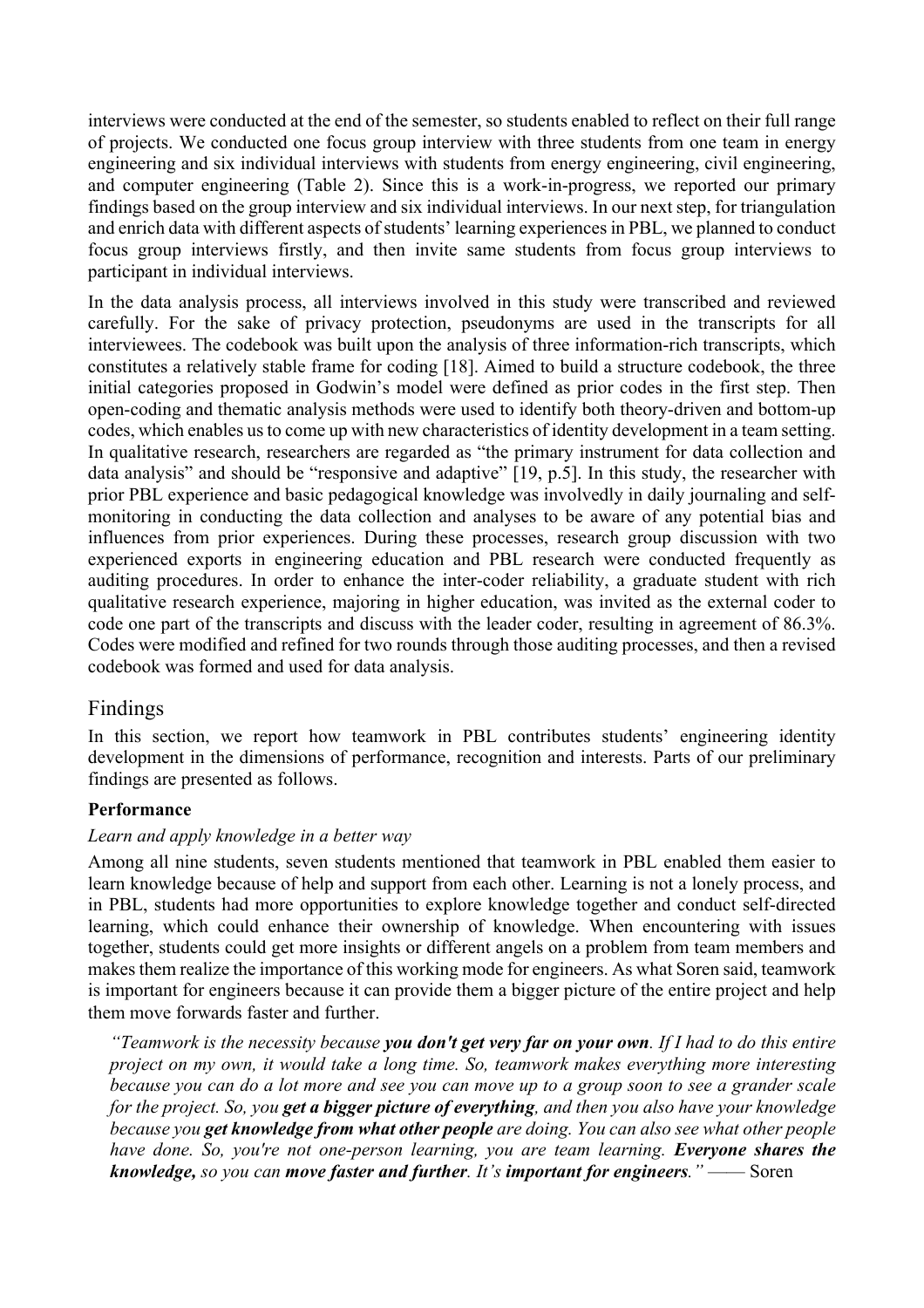interviews were conducted at the end of the semester, so students enabled to reflect on their full range of projects. We conducted one focus group interview with three students from one team in energy engineering and six individual interviews with students from energy engineering, civil engineering, and computer engineering (Table 2). Since this is a work-in-progress, we reported our primary findings based on the group interview and six individual interviews. In our next step, for triangulation and enrich data with different aspects of students' learning experiences in PBL, we planned to conduct focus group interviews firstly, and then invite same students from focus group interviews to participant in individual interviews.

In the data analysis process, all interviews involved in this study were transcribed and reviewed carefully. For the sake of privacy protection, pseudonyms are used in the transcripts for all interviewees. The codebook was built upon the analysis of three information-rich transcripts, which constitutes a relatively stable frame for coding [18]. Aimed to build a structure codebook, the three initial categories proposed in Godwin's model were defined as prior codes in the first step. Then open-coding and thematic analysis methods were used to identify both theory-driven and bottom-up codes, which enables us to come up with new characteristics of identity development in a team setting. In qualitative research, researchers are regarded as "the primary instrument for data collection and data analysis" and should be "responsive and adaptive" [19, p.5]. In this study, the researcher with prior PBL experience and basic pedagogical knowledge was involvedly in daily journaling and self-monitoring in conducting the data collection and analyses to be aware of any potential bias and influences from prior experiences. During these processes, research group discussion with two experienced exports in engineering education and PBL research were conducted frequently as auditing procedures. In order to enhance the inter-coder reliability, a graduate student with rich qualitative research experience, majoring in higher education, was invited as the external coder to code one part of the transcripts and discuss with the leader coder, resulting in agreement of 86.3%. Codes were modified and refined for two rounds through those auditing processes, and then a revised codebook was formed and used for data analysis.

## Findings

In this section, we report how teamwork in PBL contributes students' engineering identity development in the dimensions of performance, recognition and interests. Parts of our preliminary findings are presented as follows.

**Performance**

*Learn and apply knowledge in a better way*

Among all nine students, seven students mentioned that teamwork in PBL enabled them easier to learn knowledge because of help and support from each other. Learning is not a lonely process, and in PBL, students had more opportunities to explore knowledge together and conduct self-directed learning, which could enhance their ownership of knowledge. When encountering with issues together, students could get more insights or different angels on a problem from team members and makes them realize the importance of this working mode for engineers. As what Soren said, teamwork is important for engineers because it can provide them a bigger picture of the entire project and help them move forwards faster and further.

> *"Teamwork is the necessity because **you don't get very far on your own**. If I had to do this entire project on my own, it would take a long time. So, teamwork makes everything more interesting because you can do a lot more and see you can move up to a group soon to see a grander scale for the project. So, you **get a bigger picture of everything**, and then you also have your knowledge because you **get knowledge from what other people** are doing. You can also see what other people have done. So, you're not one-person learning, you are team learning. **Everyone shares the knowledge,** so you can **move faster and further**. It's **important for engineers**."* —— Soren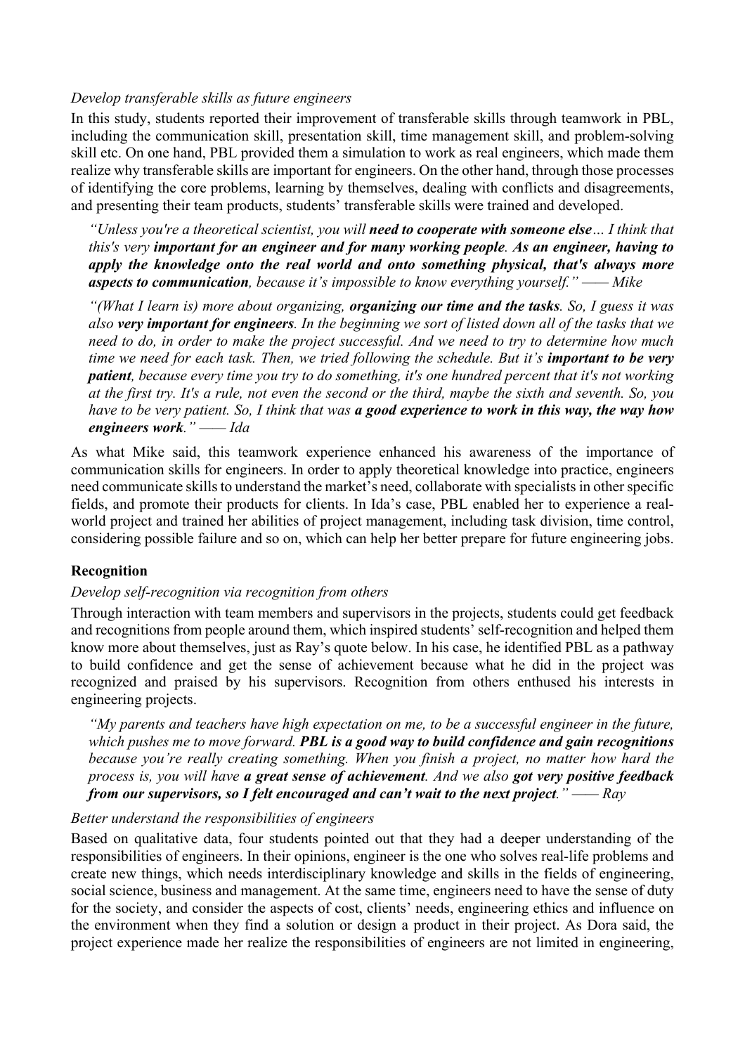*Develop transferable skills as future engineers*

In this study, students reported their improvement of transferable skills through teamwork in PBL, including the communication skill, presentation skill, time management skill, and problem-solving skill etc. On one hand, PBL provided them a simulation to work as real engineers, which made them realize why transferable skills are important for engineers. On the other hand, through those processes of identifying the core problems, learning by themselves, dealing with conflicts and disagreements, and presenting their team products, students' transferable skills were trained and developed.

> *"Unless you're a theoretical scientist, you will* ***need to cooperate with someone else****… I think that this's very* ***important for an engineer and for many working people****.* ***As an engineer, having to apply the knowledge onto the real world and onto something physical, that's always more aspects to communication****, because it's impossible to know everything yourself." —— Mike*

> *"(What I learn is) more about organizing,* ***organizing our time and the tasks****. So, I guess it was also* ***very important for engineers****. In the beginning we sort of listed down all of the tasks that we need to do, in order to make the project successful. And we need to try to determine how much time we need for each task. Then, we tried following the schedule. But it's* ***important to be very patient****, because every time you try to do something, it's one hundred percent that it's not working at the first try. It's a rule, not even the second or the third, maybe the sixth and seventh. So, you have to be very patient. So, I think that was* ***a good experience to work in this way, the way how engineers work****." —— Ida*

As what Mike said, this teamwork experience enhanced his awareness of the importance of communication skills for engineers. In order to apply theoretical knowledge into practice, engineers need communicate skills to understand the market's need, collaborate with specialists in other specific fields, and promote their products for clients. In Ida's case, PBL enabled her to experience a real-world project and trained her abilities of project management, including task division, time control, considering possible failure and so on, which can help her better prepare for future engineering jobs.

**Recognition**

*Develop self-recognition via recognition from others*

Through interaction with team members and supervisors in the projects, students could get feedback and recognitions from people around them, which inspired students' self-recognition and helped them know more about themselves, just as Ray's quote below. In his case, he identified PBL as a pathway to build confidence and get the sense of achievement because what he did in the project was recognized and praised by his supervisors. Recognition from others enthused his interests in engineering projects.

> *"My parents and teachers have high expectation on me, to be a successful engineer in the future, which pushes me to move forward.* ***PBL is a good way to build confidence and gain recognitions*** *because you're really creating something. When you finish a project, no matter how hard the process is, you will have* ***a great sense of achievement****. And we also* ***got very positive feedback from our supervisors, so I felt encouraged and can't wait to the next project****." —— Ray*

*Better understand the responsibilities of engineers*

Based on qualitative data, four students pointed out that they had a deeper understanding of the responsibilities of engineers. In their opinions, engineer is the one who solves real-life problems and create new things, which needs interdisciplinary knowledge and skills in the fields of engineering, social science, business and management. At the same time, engineers need to have the sense of duty for the society, and consider the aspects of cost, clients' needs, engineering ethics and influence on the environment when they find a solution or design a product in their project. As Dora said, the project experience made her realize the responsibilities of engineers are not limited in engineering,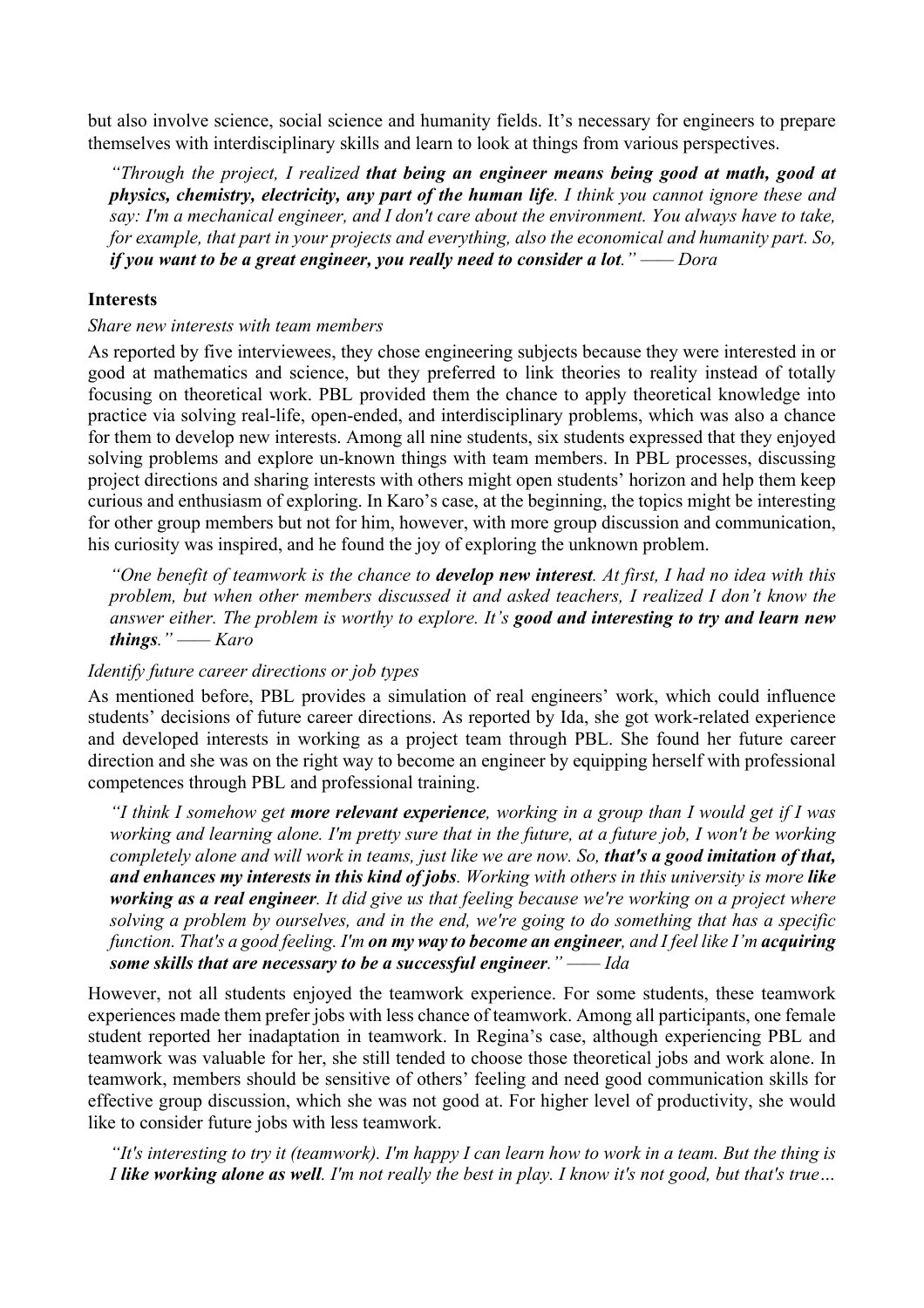but also involve science, social science and humanity fields. It's necessary for engineers to prepare themselves with interdisciplinary skills and learn to look at things from various perspectives.

> *"Through the project, I realized **that being an engineer means being good at math, good at physics, chemistry, electricity, any part of the human life**. I think you cannot ignore these and say: I'm a mechanical engineer, and I don't care about the environment. You always have to take, for example, that part in your projects and everything, also the economical and humanity part. So, **if you want to be a great engineer, you really need to consider a lot**." —— Dora*

### Interests

*Share new interests with team members*

As reported by five interviewees, they chose engineering subjects because they were interested in or good at mathematics and science, but they preferred to link theories to reality instead of totally focusing on theoretical work. PBL provided them the chance to apply theoretical knowledge into practice via solving real-life, open-ended, and interdisciplinary problems, which was also a chance for them to develop new interests. Among all nine students, six students expressed that they enjoyed solving problems and explore un-known things with team members. In PBL processes, discussing project directions and sharing interests with others might open students' horizon and help them keep curious and enthusiasm of exploring. In Karo's case, at the beginning, the topics might be interesting for other group members but not for him, however, with more group discussion and communication, his curiosity was inspired, and he found the joy of exploring the unknown problem.

> *"One benefit of teamwork is the chance to **develop new interest**. At first, I had no idea with this problem, but when other members discussed it and asked teachers, I realized I don't know the answer either. The problem is worthy to explore. It's **good and interesting to try and learn new things**." —— Karo*

*Identify future career directions or job types*

As mentioned before, PBL provides a simulation of real engineers' work, which could influence students' decisions of future career directions. As reported by Ida, she got work-related experience and developed interests in working as a project team through PBL. She found her future career direction and she was on the right way to become an engineer by equipping herself with professional competences through PBL and professional training.

> *"I think I somehow get **more relevant experience**, working in a group than I would get if I was working and learning alone. I'm pretty sure that in the future, at a future job, I won't be working completely alone and will work in teams, just like we are now. So, **that's a good imitation of that, and enhances my interests in this kind of jobs**. Working with others in this university is more **like working as a real engineer**. It did give us that feeling because we're working on a project where solving a problem by ourselves, and in the end, we're going to do something that has a specific function. That's a good feeling. I'm **on my way to become an engineer**, and I feel like I'm **acquiring some skills that are necessary to be a successful engineer**." —— Ida*

However, not all students enjoyed the teamwork experience. For some students, these teamwork experiences made them prefer jobs with less chance of teamwork. Among all participants, one female student reported her inadaptation in teamwork. In Regina's case, although experiencing PBL and teamwork was valuable for her, she still tended to choose those theoretical jobs and work alone. In teamwork, members should be sensitive of others' feeling and need good communication skills for effective group discussion, which she was not good at. For higher level of productivity, she would like to consider future jobs with less teamwork.

> *"It's interesting to try it (teamwork). I'm happy I can learn how to work in a team. But the thing is I **like working alone as well**. I'm not really the best in play. I know it's not good, but that's true…*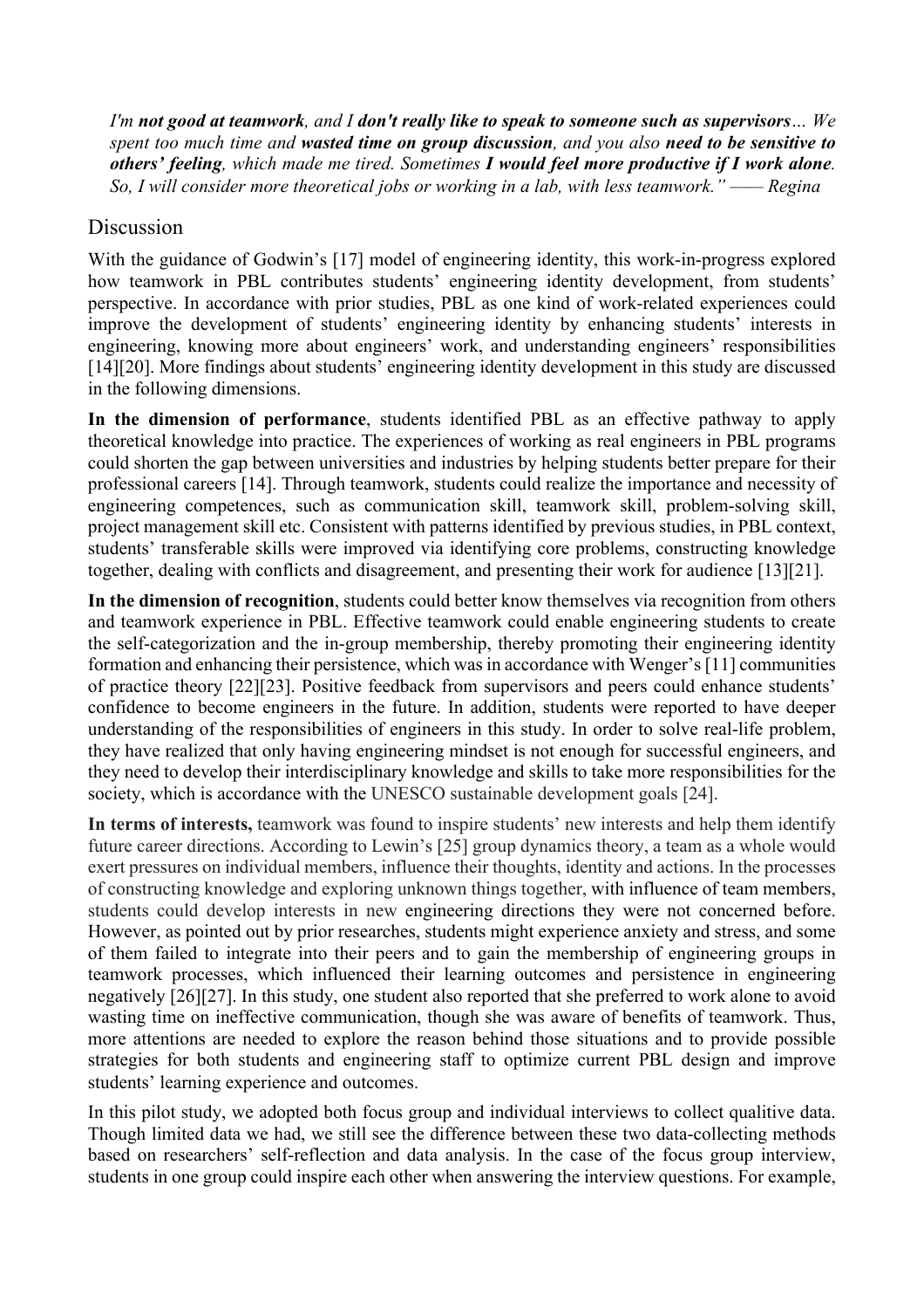*I'm **not good at teamwork**, and I **don't really like to speak to someone such as supervisors**… We spent too much time and **wasted time on group discussion**, and you also **need to be sensitive to others' feeling**, which made me tired. Sometimes **I would feel more productive if I work alone**. So, I will consider more theoretical jobs or working in a lab, with less teamwork." —— Regina*

## Discussion

With the guidance of Godwin's [17] model of engineering identity, this work-in-progress explored how teamwork in PBL contributes students' engineering identity development, from students' perspective. In accordance with prior studies, PBL as one kind of work-related experiences could improve the development of students' engineering identity by enhancing students' interests in engineering, knowing more about engineers' work, and understanding engineers' responsibilities [14][20]. More findings about students' engineering identity development in this study are discussed in the following dimensions.

**In the dimension of performance**, students identified PBL as an effective pathway to apply theoretical knowledge into practice. The experiences of working as real engineers in PBL programs could shorten the gap between universities and industries by helping students better prepare for their professional careers [14]. Through teamwork, students could realize the importance and necessity of engineering competences, such as communication skill, teamwork skill, problem-solving skill, project management skill etc. Consistent with patterns identified by previous studies, in PBL context, students' transferable skills were improved via identifying core problems, constructing knowledge together, dealing with conflicts and disagreement, and presenting their work for audience [13][21].

**In the dimension of recognition**, students could better know themselves via recognition from others and teamwork experience in PBL. Effective teamwork could enable engineering students to create the self-categorization and the in-group membership, thereby promoting their engineering identity formation and enhancing their persistence, which was in accordance with Wenger's [11] communities of practice theory [22][23]. Positive feedback from supervisors and peers could enhance students' confidence to become engineers in the future. In addition, students were reported to have deeper understanding of the responsibilities of engineers in this study. In order to solve real-life problem, they have realized that only having engineering mindset is not enough for successful engineers, and they need to develop their interdisciplinary knowledge and skills to take more responsibilities for the society, which is accordance with the UNESCO sustainable development goals [24].

**In terms of interests,** teamwork was found to inspire students' new interests and help them identify future career directions. According to Lewin's [25] group dynamics theory, a team as a whole would exert pressures on individual members, influence their thoughts, identity and actions. In the processes of constructing knowledge and exploring unknown things together, with influence of team members, students could develop interests in new engineering directions they were not concerned before. However, as pointed out by prior researches, students might experience anxiety and stress, and some of them failed to integrate into their peers and to gain the membership of engineering groups in teamwork processes, which influenced their learning outcomes and persistence in engineering negatively [26][27]. In this study, one student also reported that she preferred to work alone to avoid wasting time on ineffective communication, though she was aware of benefits of teamwork. Thus, more attentions are needed to explore the reason behind those situations and to provide possible strategies for both students and engineering staff to optimize current PBL design and improve students' learning experience and outcomes.

In this pilot study, we adopted both focus group and individual interviews to collect qualitive data. Though limited data we had, we still see the difference between these two data-collecting methods based on researchers' self-reflection and data analysis. In the case of the focus group interview, students in one group could inspire each other when answering the interview questions. For example,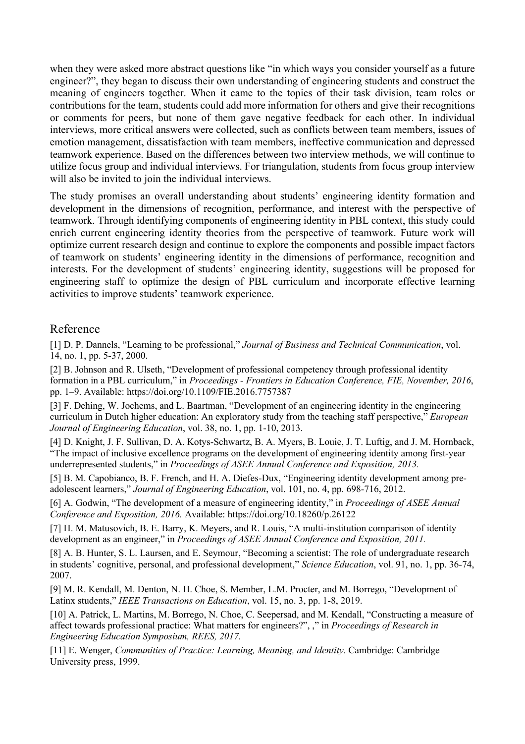when they were asked more abstract questions like "in which ways you consider yourself as a future engineer?", they began to discuss their own understanding of engineering students and construct the meaning of engineers together. When it came to the topics of their task division, team roles or contributions for the team, students could add more information for others and give their recognitions or comments for peers, but none of them gave negative feedback for each other. In individual interviews, more critical answers were collected, such as conflicts between team members, issues of emotion management, dissatisfaction with team members, ineffective communication and depressed teamwork experience. Based on the differences between two interview methods, we will continue to utilize focus group and individual interviews. For triangulation, students from focus group interview will also be invited to join the individual interviews.

The study promises an overall understanding about students' engineering identity formation and development in the dimensions of recognition, performance, and interest with the perspective of teamwork. Through identifying components of engineering identity in PBL context, this study could enrich current engineering identity theories from the perspective of teamwork. Future work will optimize current research design and continue to explore the components and possible impact factors of teamwork on students' engineering identity in the dimensions of performance, recognition and interests. For the development of students' engineering identity, suggestions will be proposed for engineering staff to optimize the design of PBL curriculum and incorporate effective learning activities to improve students' teamwork experience.

## Reference

[1] D. P. Dannels, "Learning to be professional," *Journal of Business and Technical Communication*, vol. 14, no. 1, pp. 5-37, 2000.

[2] B. Johnson and R. Ulseth, "Development of professional competency through professional identity formation in a PBL curriculum," in *Proceedings - Frontiers in Education Conference, FIE, November, 2016*, pp. 1–9. Available: https://doi.org/10.1109/FIE.2016.7757387

[3] F. Dehing, W. Jochems, and L. Baartman, "Development of an engineering identity in the engineering curriculum in Dutch higher education: An exploratory study from the teaching staff perspective," *European Journal of Engineering Education*, vol. 38, no. 1, pp. 1-10, 2013.

[4] D. Knight, J. F. Sullivan, D. A. Kotys-Schwartz, B. A. Myers, B. Louie, J. T. Luftig, and J. M. Hornback, "The impact of inclusive excellence programs on the development of engineering identity among first-year underrepresented students," in *Proceedings of ASEE Annual Conference and Exposition, 2013.*

[5] B. M. Capobianco, B. F. French, and H. A. Diefes-Dux, "Engineering identity development among pre-adolescent learners," *Journal of Engineering Education*, vol. 101, no. 4, pp. 698-716, 2012.

[6] A. Godwin, "The development of a measure of engineering identity," in *Proceedings of ASEE Annual Conference and Exposition, 2016.* Available: https://doi.org/10.18260/p.26122

[7] H. M. Matusovich, B. E. Barry, K. Meyers, and R. Louis, "A multi-institution comparison of identity development as an engineer," in *Proceedings of ASEE Annual Conference and Exposition, 2011.*

[8] A. B. Hunter, S. L. Laursen, and E. Seymour, "Becoming a scientist: The role of undergraduate research in students' cognitive, personal, and professional development," *Science Education*, vol. 91, no. 1, pp. 36-74, 2007.

[9] M. R. Kendall, M. Denton, N. H. Choe, S. Member, L.M. Procter, and M. Borrego, "Development of Latinx students," *IEEE Transactions on Education*, vol. 15, no. 3, pp. 1-8, 2019.

[10] A. Patrick, L. Martins, M. Borrego, N. Choe, C. Seepersad, and M. Kendall, "Constructing a measure of affect towards professional practice: What matters for engineers?", ," in *Proceedings of Research in Engineering Education Symposium, REES, 2017.*

[11] E. Wenger, *Communities of Practice: Learning, Meaning, and Identity*. Cambridge: Cambridge University press, 1999.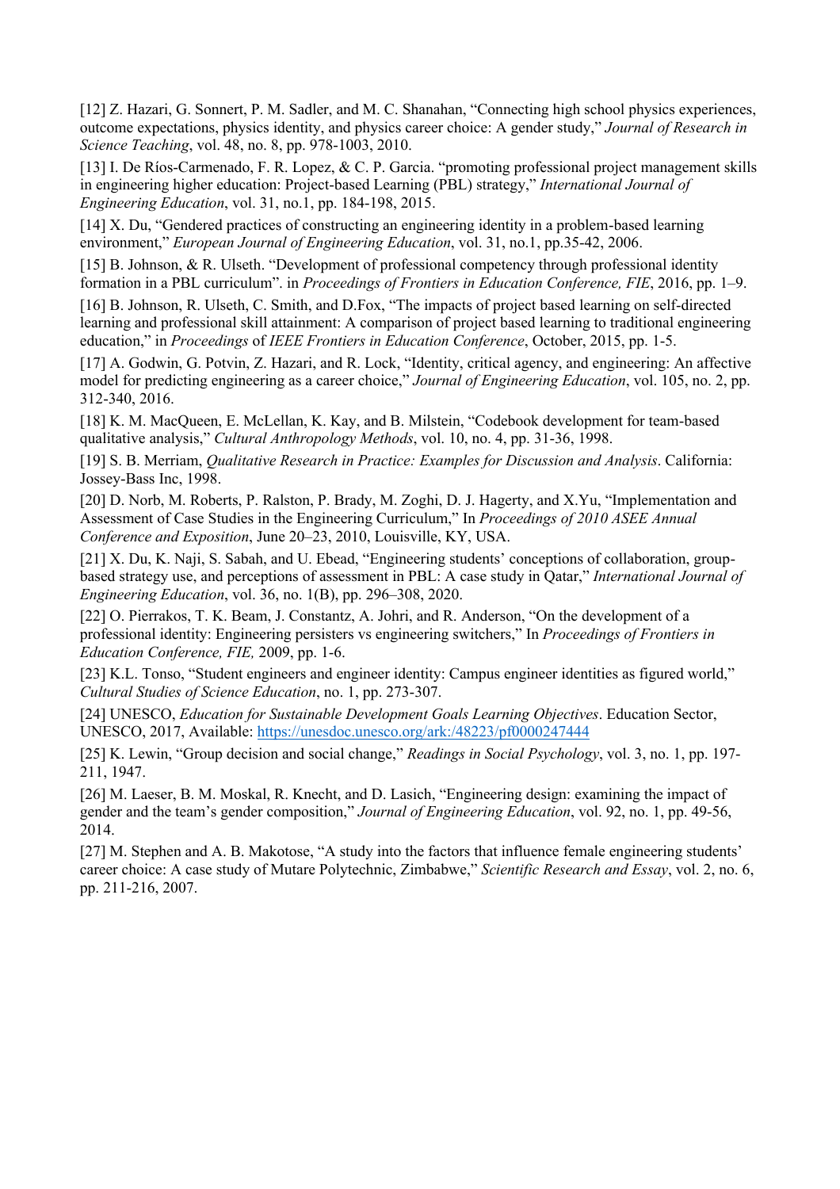[12] Z. Hazari, G. Sonnert, P. M. Sadler, and M. C. Shanahan, "Connecting high school physics experiences, outcome expectations, physics identity, and physics career choice: A gender study," *Journal of Research in Science Teaching*, vol. 48, no. 8, pp. 978-1003, 2010.

[13] I. De Ríos-Carmenado, F. R. Lopez, & C. P. Garcia. "promoting professional project management skills in engineering higher education: Project-based Learning (PBL) strategy," *International Journal of Engineering Education*, vol. 31, no.1, pp. 184-198, 2015.

[14] X. Du, "Gendered practices of constructing an engineering identity in a problem-based learning environment," *European Journal of Engineering Education*, vol. 31, no.1, pp.35-42, 2006.

[15] B. Johnson, & R. Ulseth. "Development of professional competency through professional identity formation in a PBL curriculum". in *Proceedings of Frontiers in Education Conference, FIE*, 2016, pp. 1–9.

[16] B. Johnson, R. Ulseth, C. Smith, and D.Fox, "The impacts of project based learning on self-directed learning and professional skill attainment: A comparison of project based learning to traditional engineering education," in *Proceedings* of *IEEE Frontiers in Education Conference*, October, 2015, pp. 1-5.

[17] A. Godwin, G. Potvin, Z. Hazari, and R. Lock, "Identity, critical agency, and engineering: An affective model for predicting engineering as a career choice," *Journal of Engineering Education*, vol. 105, no. 2, pp. 312-340, 2016.

[18] K. M. MacQueen, E. McLellan, K. Kay, and B. Milstein, "Codebook development for team-based qualitative analysis," *Cultural Anthropology Methods*, vol. 10, no. 4, pp. 31-36, 1998.

[19] S. B. Merriam, *Qualitative Research in Practice: Examples for Discussion and Analysis*. California: Jossey-Bass Inc, 1998.

[20] D. Norb, M. Roberts, P. Ralston, P. Brady, M. Zoghi, D. J. Hagerty, and X.Yu, "Implementation and Assessment of Case Studies in the Engineering Curriculum," In *Proceedings of 2010 ASEE Annual Conference and Exposition*, June 20–23, 2010, Louisville, KY, USA.

[21] X. Du, K. Naji, S. Sabah, and U. Ebead, "Engineering students' conceptions of collaboration, group-based strategy use, and perceptions of assessment in PBL: A case study in Qatar," *International Journal of Engineering Education*, vol. 36, no. 1(B), pp. 296–308, 2020.

[22] O. Pierrakos, T. K. Beam, J. Constantz, A. Johri, and R. Anderson, "On the development of a professional identity: Engineering persisters vs engineering switchers," In *Proceedings of Frontiers in Education Conference, FIE,* 2009, pp. 1-6.

[23] K.L. Tonso, "Student engineers and engineer identity: Campus engineer identities as figured world," *Cultural Studies of Science Education*, no. 1, pp. 273-307.

[24] UNESCO, *Education for Sustainable Development Goals Learning Objectives*. Education Sector, UNESCO, 2017, Available: https://unesdoc.unesco.org/ark:/48223/pf0000247444

[25] K. Lewin, "Group decision and social change," *Readings in Social Psychology*, vol. 3, no. 1, pp. 197-211, 1947.

[26] M. Laeser, B. M. Moskal, R. Knecht, and D. Lasich, "Engineering design: examining the impact of gender and the team's gender composition," *Journal of Engineering Education*, vol. 92, no. 1, pp. 49-56, 2014.

[27] M. Stephen and A. B. Makotose, "A study into the factors that influence female engineering students' career choice: A case study of Mutare Polytechnic, Zimbabwe," *Scientific Research and Essay*, vol. 2, no. 6, pp. 211-216, 2007.